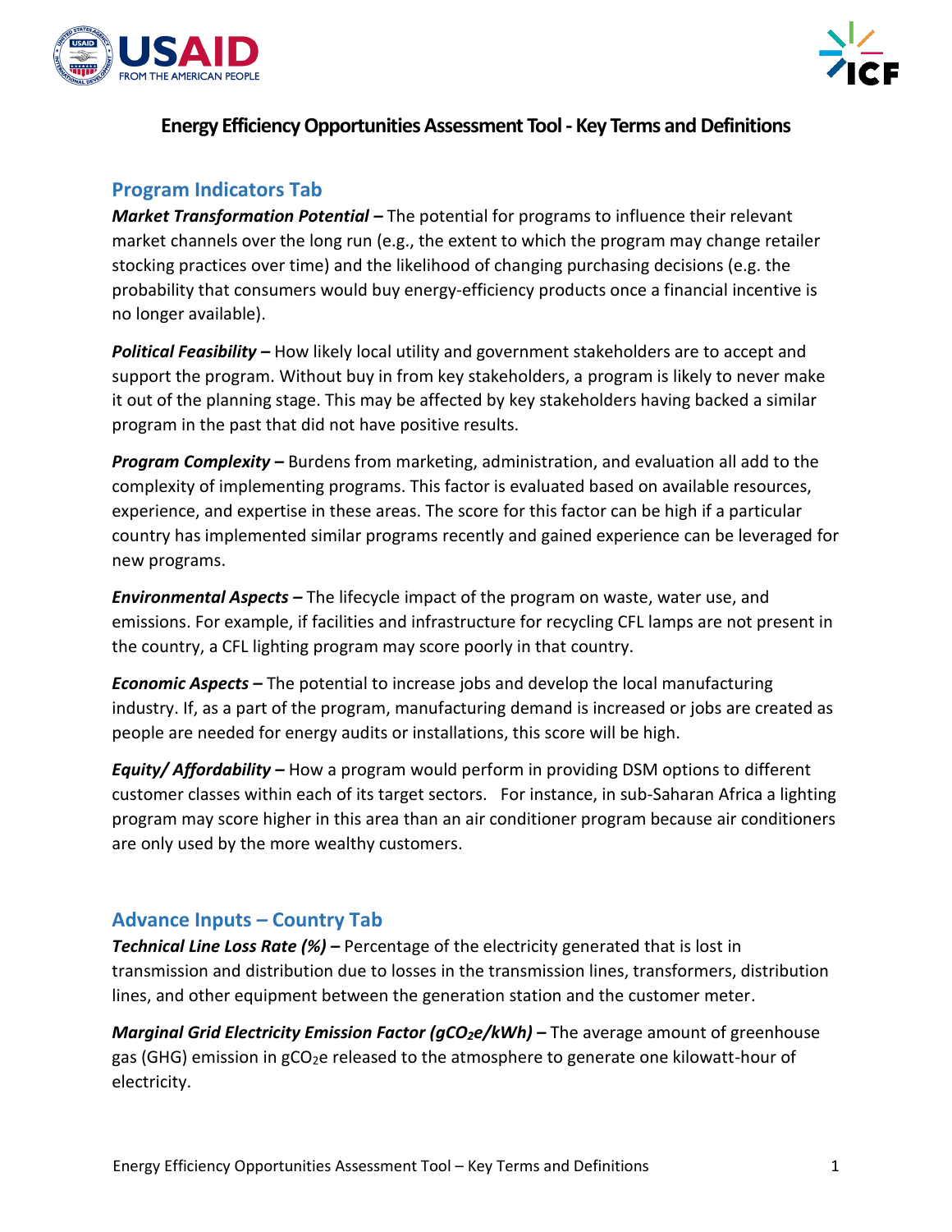# Energy Efficiency Opportunities Assessment Tool - Key Terms and Definitions

## Program Indicators Tab

***Market Transformation Potential –*** The potential for programs to influence their relevant market channels over the long run (e.g., the extent to which the program may change retailer stocking practices over time) and the likelihood of changing purchasing decisions (e.g. the probability that consumers would buy energy-efficiency products once a financial incentive is no longer available).

***Political Feasibility –*** How likely local utility and government stakeholders are to accept and support the program. Without buy in from key stakeholders, a program is likely to never make it out of the planning stage. This may be affected by key stakeholders having backed a similar program in the past that did not have positive results.

***Program Complexity –*** Burdens from marketing, administration, and evaluation all add to the complexity of implementing programs. This factor is evaluated based on available resources, experience, and expertise in these areas. The score for this factor can be high if a particular country has implemented similar programs recently and gained experience can be leveraged for new programs.

***Environmental Aspects –*** The lifecycle impact of the program on waste, water use, and emissions. For example, if facilities and infrastructure for recycling CFL lamps are not present in the country, a CFL lighting program may score poorly in that country.

***Economic Aspects –*** The potential to increase jobs and develop the local manufacturing industry. If, as a part of the program, manufacturing demand is increased or jobs are created as people are needed for energy audits or installations, this score will be high.

***Equity/ Affordability –*** How a program would perform in providing DSM options to different customer classes within each of its target sectors. For instance, in sub-Saharan Africa a lighting program may score higher in this area than an air conditioner program because air conditioners are only used by the more wealthy customers.

## Advance Inputs – Country Tab

***Technical Line Loss Rate (%) –*** Percentage of the electricity generated that is lost in transmission and distribution due to losses in the transmission lines, transformers, distribution lines, and other equipment between the generation station and the customer meter.

***Marginal Grid Electricity Emission Factor ($gCO_2e/kWh$) –*** The average amount of greenhouse gas (GHG) emission in $gCO_2e$ released to the atmosphere to generate one kilowatt-hour of electricity.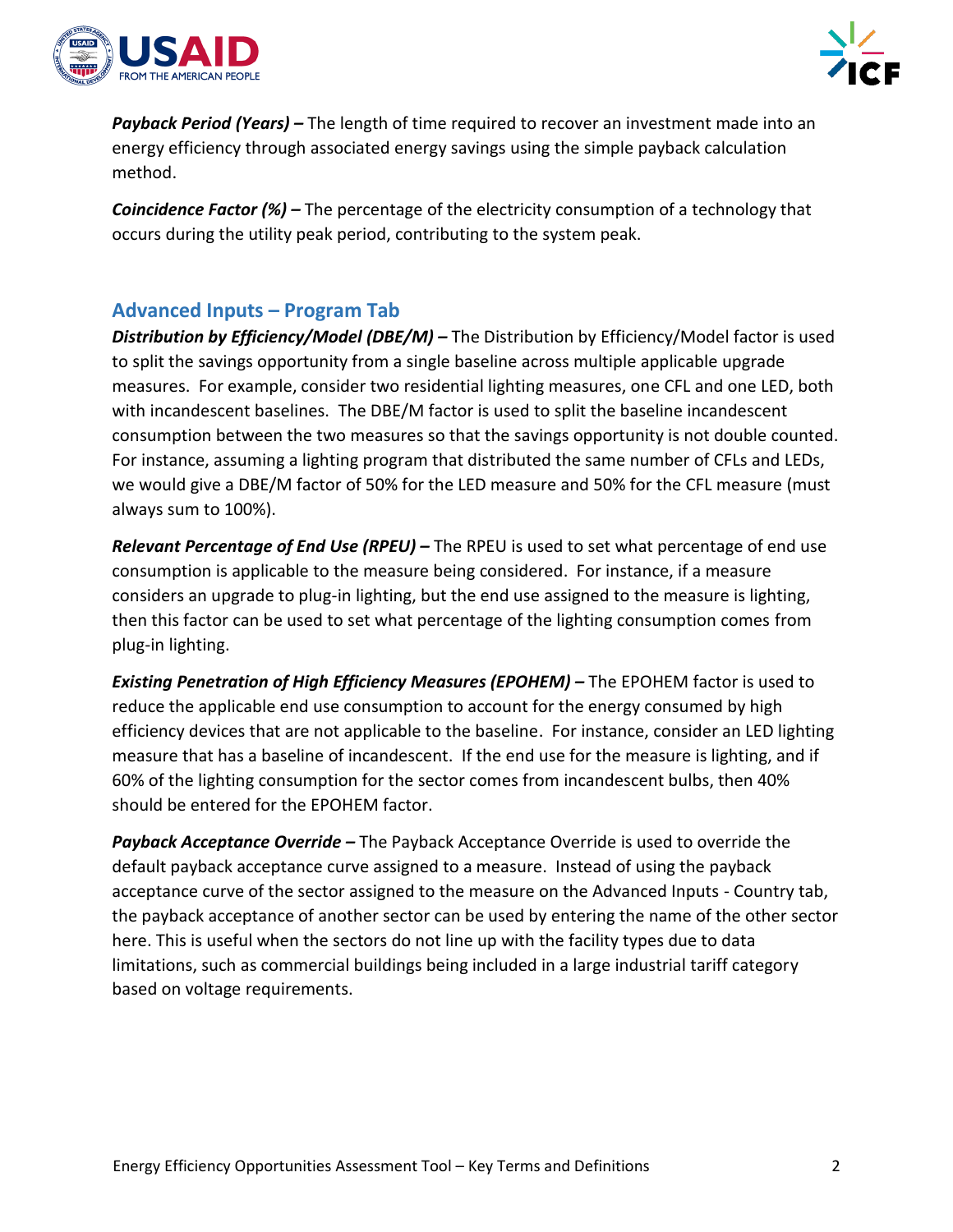***Payback Period (Years) –*** The length of time required to recover an investment made into an energy efficiency through associated energy savings using the simple payback calculation method.

***Coincidence Factor (%) –*** The percentage of the electricity consumption of a technology that occurs during the utility peak period, contributing to the system peak.

## Advanced Inputs – Program Tab

***Distribution by Efficiency/Model (DBE/M) –*** The Distribution by Efficiency/Model factor is used to split the savings opportunity from a single baseline across multiple applicable upgrade measures. For example, consider two residential lighting measures, one CFL and one LED, both with incandescent baselines. The DBE/M factor is used to split the baseline incandescent consumption between the two measures so that the savings opportunity is not double counted. For instance, assuming a lighting program that distributed the same number of CFLs and LEDs, we would give a DBE/M factor of 50% for the LED measure and 50% for the CFL measure (must always sum to 100%).

***Relevant Percentage of End Use (RPEU) –*** The RPEU is used to set what percentage of end use consumption is applicable to the measure being considered. For instance, if a measure considers an upgrade to plug-in lighting, but the end use assigned to the measure is lighting, then this factor can be used to set what percentage of the lighting consumption comes from plug-in lighting.

***Existing Penetration of High Efficiency Measures (EPOHEM) –*** The EPOHEM factor is used to reduce the applicable end use consumption to account for the energy consumed by high efficiency devices that are not applicable to the baseline. For instance, consider an LED lighting measure that has a baseline of incandescent. If the end use for the measure is lighting, and if 60% of the lighting consumption for the sector comes from incandescent bulbs, then 40% should be entered for the EPOHEM factor.

***Payback Acceptance Override –*** The Payback Acceptance Override is used to override the default payback acceptance curve assigned to a measure. Instead of using the payback acceptance curve of the sector assigned to the measure on the Advanced Inputs - Country tab, the payback acceptance of another sector can be used by entering the name of the other sector here. This is useful when the sectors do not line up with the facility types due to data limitations, such as commercial buildings being included in a large industrial tariff category based on voltage requirements.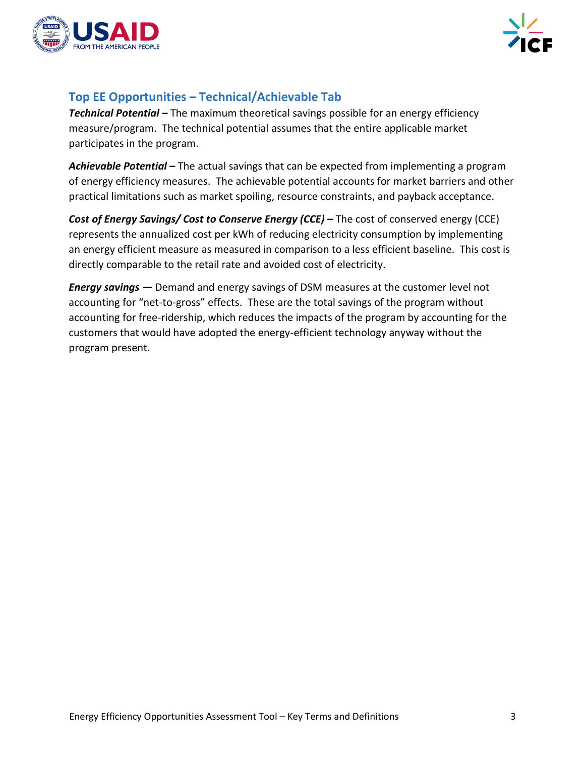## Top EE Opportunities – Technical/Achievable Tab

***Technical Potential –*** The maximum theoretical savings possible for an energy efficiency measure/program. The technical potential assumes that the entire applicable market participates in the program.

***Achievable Potential –*** The actual savings that can be expected from implementing a program of energy efficiency measures. The achievable potential accounts for market barriers and other practical limitations such as market spoiling, resource constraints, and payback acceptance.

***Cost of Energy Savings/ Cost to Conserve Energy (CCE) –*** The cost of conserved energy (CCE) represents the annualized cost per kWh of reducing electricity consumption by implementing an energy efficient measure as measured in comparison to a less efficient baseline. This cost is directly comparable to the retail rate and avoided cost of electricity.

***Energy savings —*** Demand and energy savings of DSM measures at the customer level not accounting for "net-to-gross" effects. These are the total savings of the program without accounting for free-ridership, which reduces the impacts of the program by accounting for the customers that would have adopted the energy-efficient technology anyway without the program present.